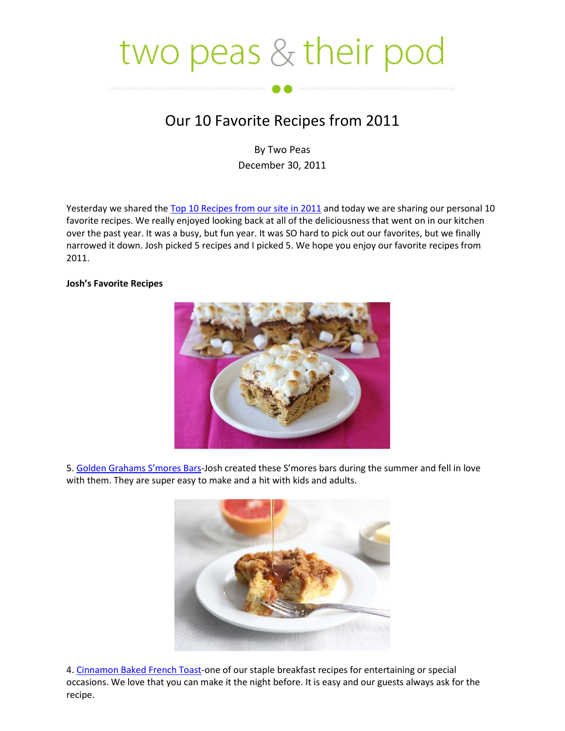# two peas & their pod

## Our 10 Favorite Recipes from 2011

By Two Peas
December 30, 2011

Yesterday we shared the [Top 10 Recipes from our site in 2011]() and today we are sharing our personal 10 favorite recipes. We really enjoyed looking back at all of the deliciousness that went on in our kitchen over the past year. It was a busy, but fun year. It was SO hard to pick out our favorites, but we finally narrowed it down. Josh picked 5 recipes and I picked 5. We hope you enjoy our favorite recipes from 2011.

**Josh's Favorite Recipes**

5. [Golden Grahams S'mores Bars]()-Josh created these S'mores bars during the summer and fell in love with them. They are super easy to make and a hit with kids and adults.

4. [Cinnamon Baked French Toast]()-one of our staple breakfast recipes for entertaining or special occasions. We love that you can make it the night before. It is easy and our guests always ask for the recipe.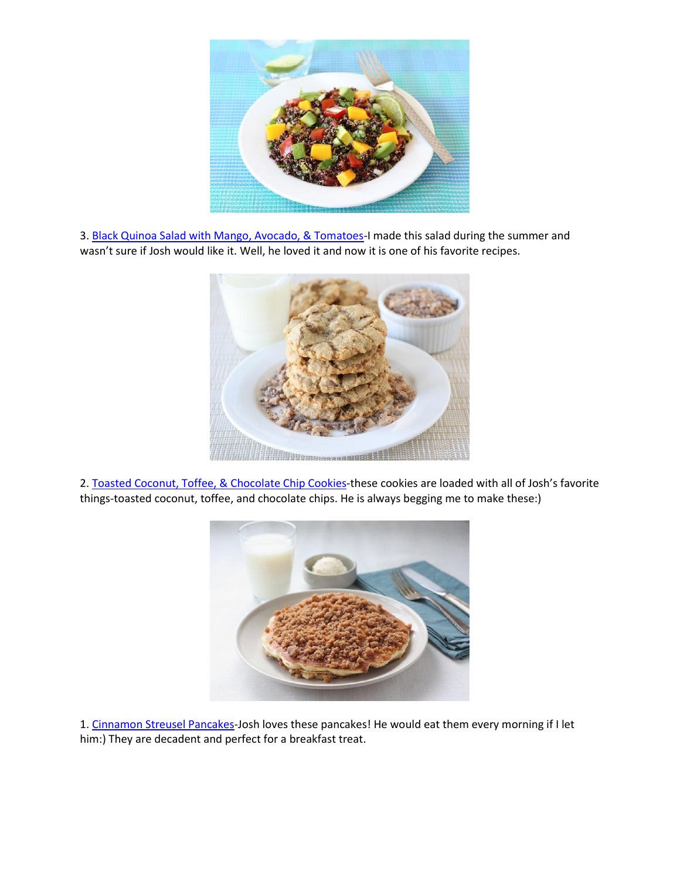3. Black Quinoa Salad with Mango, Avocado, & Tomatoes-I made this salad during the summer and wasn't sure if Josh would like it. Well, he loved it and now it is one of his favorite recipes.

2. Toasted Coconut, Toffee, & Chocolate Chip Cookies-these cookies are loaded with all of Josh's favorite things-toasted coconut, toffee, and chocolate chips. He is always begging me to make these:)

1. Cinnamon Streusel Pancakes-Josh loves these pancakes! He would eat them every morning if I let him:) They are decadent and perfect for a breakfast treat.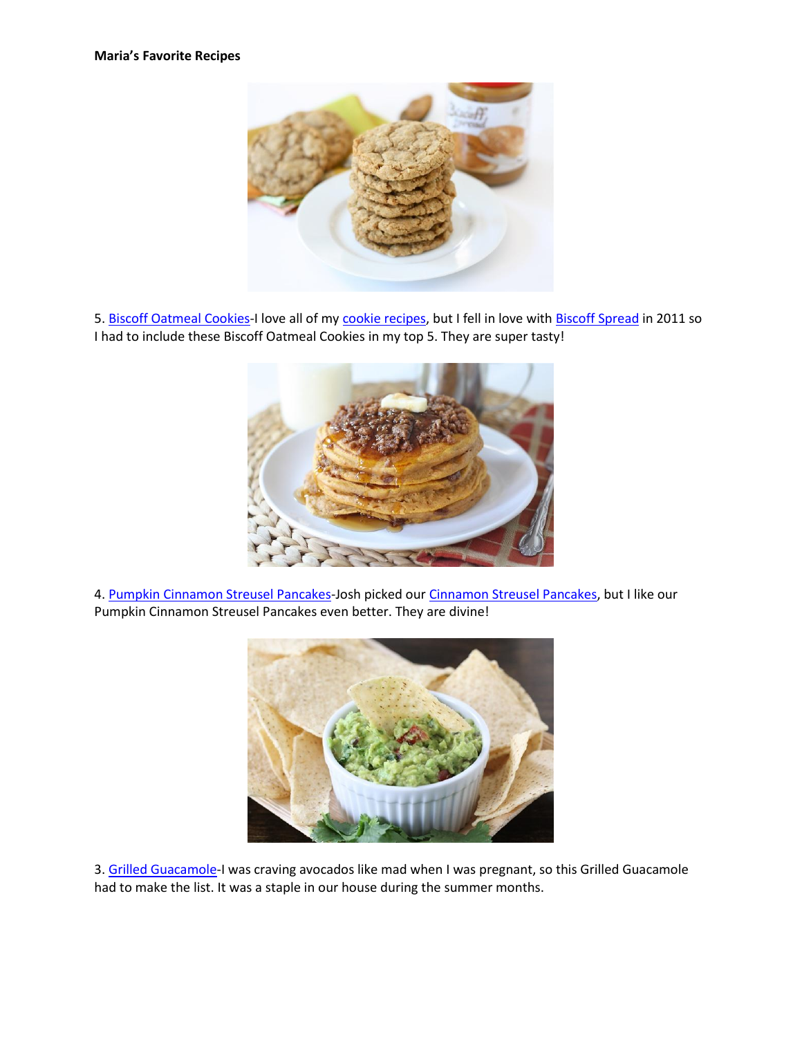**Maria's Favorite Recipes**

5. Biscoff Oatmeal Cookies-I love all of my cookie recipes, but I fell in love with Biscoff Spread in 2011 so I had to include these Biscoff Oatmeal Cookies in my top 5. They are super tasty!

4. Pumpkin Cinnamon Streusel Pancakes-Josh picked our Cinnamon Streusel Pancakes, but I like our Pumpkin Cinnamon Streusel Pancakes even better. They are divine!

3. Grilled Guacamole-I was craving avocados like mad when I was pregnant, so this Grilled Guacamole had to make the list. It was a staple in our house during the summer months.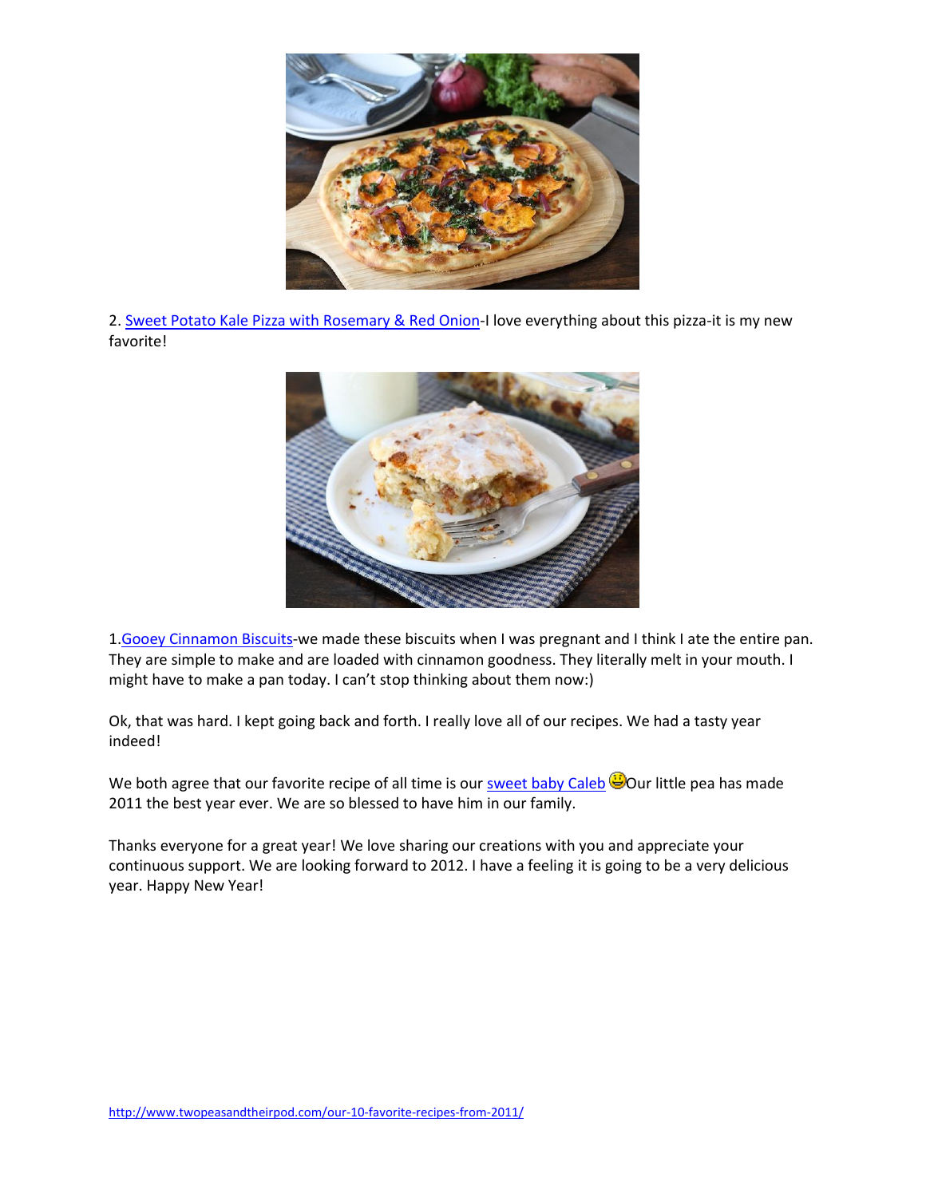2. Sweet Potato Kale Pizza with Rosemary & Red Onion-I love everything about this pizza-it is my new favorite!

1.Gooey Cinnamon Biscuits-we made these biscuits when I was pregnant and I think I ate the entire pan. They are simple to make and are loaded with cinnamon goodness. They literally melt in your mouth. I might have to make a pan today. I can't stop thinking about them now:)

Ok, that was hard. I kept going back and forth. I really love all of our recipes. We had a tasty year indeed!

We both agree that our favorite recipe of all time is our sweet baby Caleb 🙂Our little pea has made 2011 the best year ever. We are so blessed to have him in our family.

Thanks everyone for a great year! We love sharing our creations with you and appreciate your continuous support. We are looking forward to 2012. I have a feeling it is going to be a very delicious year. Happy New Year!

http://www.twopeasandtheirpod.com/our-10-favorite-recipes-from-2011/